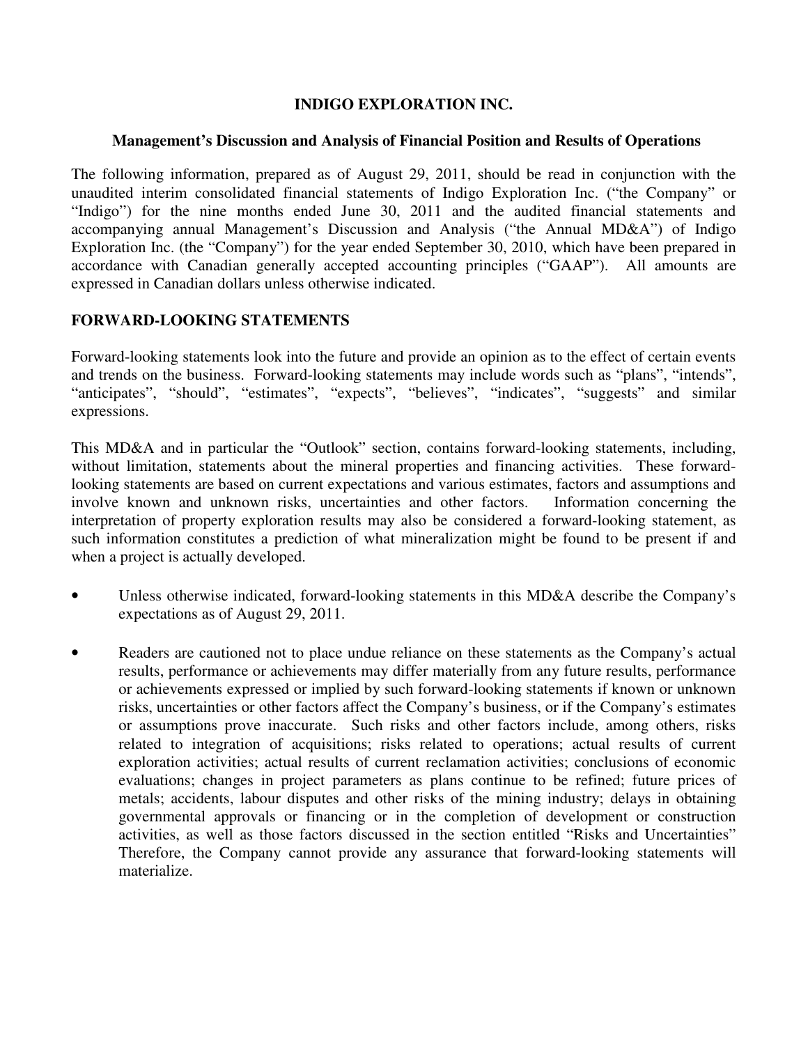# INDIGO EXPLORATION INC.

## Management's Discussion and Analysis of Financial Position and Results of Operations

The following information, prepared as of August 29, 2011, should be read in conjunction with the unaudited interim consolidated financial statements of Indigo Exploration Inc. ("the Company" or "Indigo") for the nine months ended June 30, 2011 and the audited financial statements and accompanying annual Management's Discussion and Analysis ("the Annual MD&A") of Indigo Exploration Inc. (the "Company") for the year ended September 30, 2010, which have been prepared in accordance with Canadian generally accepted accounting principles ("GAAP"). All amounts are expressed in Canadian dollars unless otherwise indicated.

## FORWARD-LOOKING STATEMENTS

Forward-looking statements look into the future and provide an opinion as to the effect of certain events and trends on the business. Forward-looking statements may include words such as "plans", "intends", "anticipates", "should", "estimates", "expects", "believes", "indicates", "suggests" and similar expressions.

This MD&A and in particular the "Outlook" section, contains forward-looking statements, including, without limitation, statements about the mineral properties and financing activities. These forward-looking statements are based on current expectations and various estimates, factors and assumptions and involve known and unknown risks, uncertainties and other factors. Information concerning the interpretation of property exploration results may also be considered a forward-looking statement, as such information constitutes a prediction of what mineralization might be found to be present if and when a project is actually developed.

- Unless otherwise indicated, forward-looking statements in this MD&A describe the Company's expectations as of August 29, 2011.
- Readers are cautioned not to place undue reliance on these statements as the Company's actual results, performance or achievements may differ materially from any future results, performance or achievements expressed or implied by such forward-looking statements if known or unknown risks, uncertainties or other factors affect the Company's business, or if the Company's estimates or assumptions prove inaccurate. Such risks and other factors include, among others, risks related to integration of acquisitions; risks related to operations; actual results of current exploration activities; actual results of current reclamation activities; conclusions of economic evaluations; changes in project parameters as plans continue to be refined; future prices of metals; accidents, labour disputes and other risks of the mining industry; delays in obtaining governmental approvals or financing or in the completion of development or construction activities, as well as those factors discussed in the section entitled "Risks and Uncertainties" Therefore, the Company cannot provide any assurance that forward-looking statements will materialize.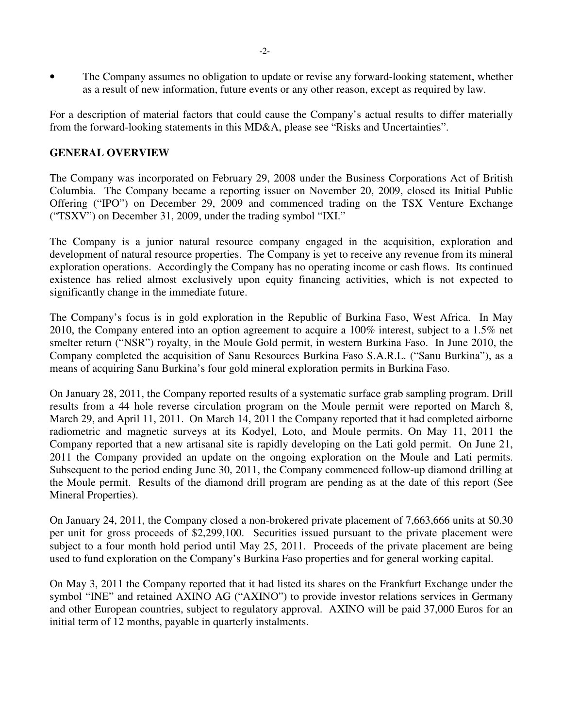- The Company assumes no obligation to update or revise any forward-looking statement, whether as a result of new information, future events or any other reason, except as required by law.

For a description of material factors that could cause the Company's actual results to differ materially from the forward-looking statements in this MD&A, please see "Risks and Uncertainties".

## GENERAL OVERVIEW

The Company was incorporated on February 29, 2008 under the Business Corporations Act of British Columbia. The Company became a reporting issuer on November 20, 2009, closed its Initial Public Offering ("IPO") on December 29, 2009 and commenced trading on the TSX Venture Exchange ("TSXV") on December 31, 2009, under the trading symbol "IXI."

The Company is a junior natural resource company engaged in the acquisition, exploration and development of natural resource properties. The Company is yet to receive any revenue from its mineral exploration operations. Accordingly the Company has no operating income or cash flows. Its continued existence has relied almost exclusively upon equity financing activities, which is not expected to significantly change in the immediate future.

The Company's focus is in gold exploration in the Republic of Burkina Faso, West Africa. In May 2010, the Company entered into an option agreement to acquire a 100% interest, subject to a 1.5% net smelter return ("NSR") royalty, in the Moule Gold permit, in western Burkina Faso. In June 2010, the Company completed the acquisition of Sanu Resources Burkina Faso S.A.R.L. ("Sanu Burkina"), as a means of acquiring Sanu Burkina's four gold mineral exploration permits in Burkina Faso.

On January 28, 2011, the Company reported results of a systematic surface grab sampling program. Drill results from a 44 hole reverse circulation program on the Moule permit were reported on March 8, March 29, and April 11, 2011. On March 14, 2011 the Company reported that it had completed airborne radiometric and magnetic surveys at its Kodyel, Loto, and Moule permits. On May 11, 2011 the Company reported that a new artisanal site is rapidly developing on the Lati gold permit. On June 21, 2011 the Company provided an update on the ongoing exploration on the Moule and Lati permits. Subsequent to the period ending June 30, 2011, the Company commenced follow-up diamond drilling at the Moule permit. Results of the diamond drill program are pending as at the date of this report (See Mineral Properties).

On January 24, 2011, the Company closed a non-brokered private placement of 7,663,666 units at $0.30 per unit for gross proceeds of $2,299,100. Securities issued pursuant to the private placement were subject to a four month hold period until May 25, 2011. Proceeds of the private placement are being used to fund exploration on the Company's Burkina Faso properties and for general working capital.

On May 3, 2011 the Company reported that it had listed its shares on the Frankfurt Exchange under the symbol "INE" and retained AXINO AG ("AXINO") to provide investor relations services in Germany and other European countries, subject to regulatory approval. AXINO will be paid 37,000 Euros for an initial term of 12 months, payable in quarterly instalments.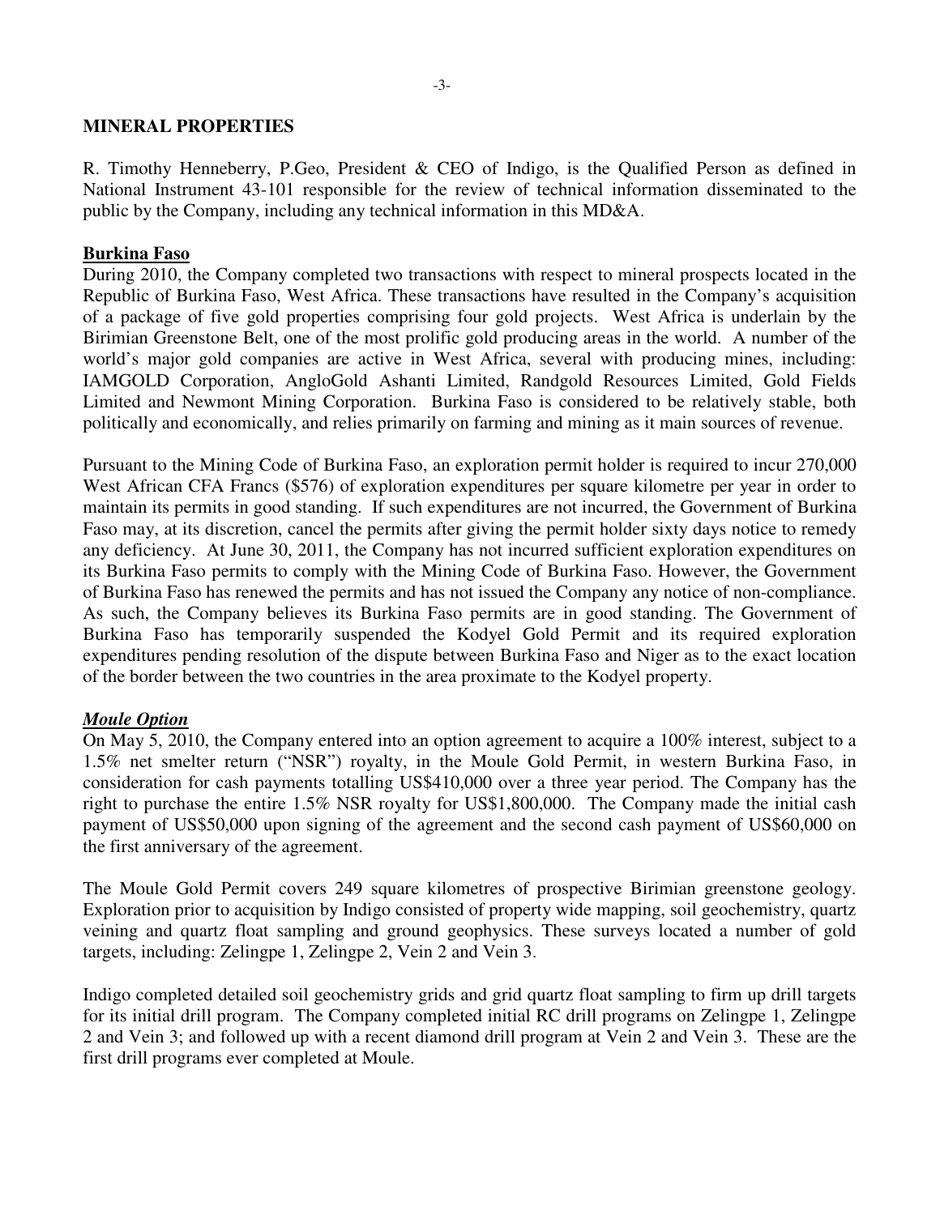## MINERAL PROPERTIES

R. Timothy Henneberry, P.Geo, President & CEO of Indigo, is the Qualified Person as defined in National Instrument 43-101 responsible for the review of technical information disseminated to the public by the Company, including any technical information in this MD&A.

### Burkina Faso

During 2010, the Company completed two transactions with respect to mineral prospects located in the Republic of Burkina Faso, West Africa. These transactions have resulted in the Company's acquisition of a package of five gold properties comprising four gold projects. West Africa is underlain by the Birimian Greenstone Belt, one of the most prolific gold producing areas in the world. A number of the world's major gold companies are active in West Africa, several with producing mines, including: IAMGOLD Corporation, AngloGold Ashanti Limited, Randgold Resources Limited, Gold Fields Limited and Newmont Mining Corporation. Burkina Faso is considered to be relatively stable, both politically and economically, and relies primarily on farming and mining as it main sources of revenue.

Pursuant to the Mining Code of Burkina Faso, an exploration permit holder is required to incur 270,000 West African CFA Francs ($576) of exploration expenditures per square kilometre per year in order to maintain its permits in good standing. If such expenditures are not incurred, the Government of Burkina Faso may, at its discretion, cancel the permits after giving the permit holder sixty days notice to remedy any deficiency. At June 30, 2011, the Company has not incurred sufficient exploration expenditures on its Burkina Faso permits to comply with the Mining Code of Burkina Faso. However, the Government of Burkina Faso has renewed the permits and has not issued the Company any notice of non-compliance. As such, the Company believes its Burkina Faso permits are in good standing. The Government of Burkina Faso has temporarily suspended the Kodyel Gold Permit and its required exploration expenditures pending resolution of the dispute between Burkina Faso and Niger as to the exact location of the border between the two countries in the area proximate to the Kodyel property.

#### ***Moule Option***

On May 5, 2010, the Company entered into an option agreement to acquire a 100% interest, subject to a 1.5% net smelter return ("NSR") royalty, in the Moule Gold Permit, in western Burkina Faso, in consideration for cash payments totalling US$410,000 over a three year period. The Company has the right to purchase the entire 1.5% NSR royalty for US$1,800,000. The Company made the initial cash payment of US$50,000 upon signing of the agreement and the second cash payment of US$60,000 on the first anniversary of the agreement.

The Moule Gold Permit covers 249 square kilometres of prospective Birimian greenstone geology. Exploration prior to acquisition by Indigo consisted of property wide mapping, soil geochemistry, quartz veining and quartz float sampling and ground geophysics. These surveys located a number of gold targets, including: Zelingpe 1, Zelingpe 2, Vein 2 and Vein 3.

Indigo completed detailed soil geochemistry grids and grid quartz float sampling to firm up drill targets for its initial drill program. The Company completed initial RC drill programs on Zelingpe 1, Zelingpe 2 and Vein 3; and followed up with a recent diamond drill program at Vein 2 and Vein 3. These are the first drill programs ever completed at Moule.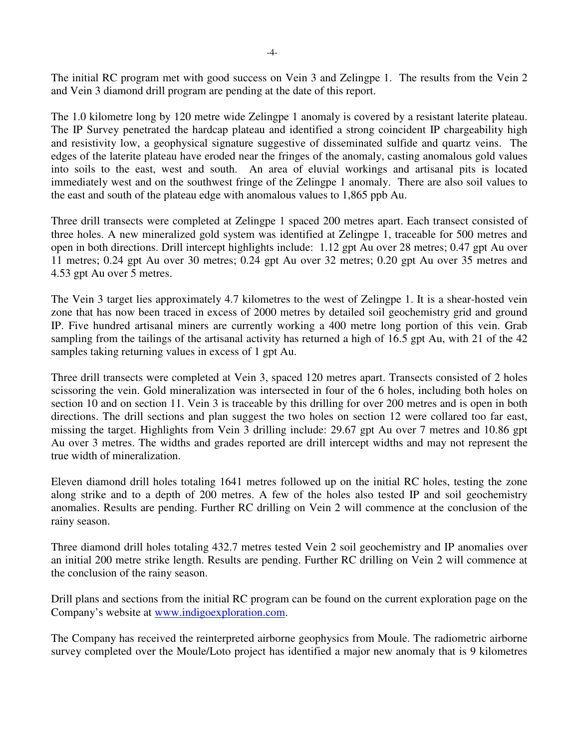The initial RC program met with good success on Vein 3 and Zelingpe 1. The results from the Vein 2 and Vein 3 diamond drill program are pending at the date of this report.

The 1.0 kilometre long by 120 metre wide Zelingpe 1 anomaly is covered by a resistant laterite plateau. The IP Survey penetrated the hardcap plateau and identified a strong coincident IP chargeability high and resistivity low, a geophysical signature suggestive of disseminated sulfide and quartz veins. The edges of the laterite plateau have eroded near the fringes of the anomaly, casting anomalous gold values into soils to the east, west and south. An area of eluvial workings and artisanal pits is located immediately west and on the southwest fringe of the Zelingpe 1 anomaly. There are also soil values to the east and south of the plateau edge with anomalous values to 1,865 ppb Au.

Three drill transects were completed at Zelingpe 1 spaced 200 metres apart. Each transect consisted of three holes. A new mineralized gold system was identified at Zelingpe 1, traceable for 500 metres and open in both directions. Drill intercept highlights include: 1.12 gpt Au over 28 metres; 0.47 gpt Au over 11 metres; 0.24 gpt Au over 30 metres; 0.24 gpt Au over 32 metres; 0.20 gpt Au over 35 metres and 4.53 gpt Au over 5 metres.

The Vein 3 target lies approximately 4.7 kilometres to the west of Zelingpe 1. It is a shear-hosted vein zone that has now been traced in excess of 2000 metres by detailed soil geochemistry grid and ground IP. Five hundred artisanal miners are currently working a 400 metre long portion of this vein. Grab sampling from the tailings of the artisanal activity has returned a high of 16.5 gpt Au, with 21 of the 42 samples taking returning values in excess of 1 gpt Au.

Three drill transects were completed at Vein 3, spaced 120 metres apart. Transects consisted of 2 holes scissoring the vein. Gold mineralization was intersected in four of the 6 holes, including both holes on section 10 and on section 11. Vein 3 is traceable by this drilling for over 200 metres and is open in both directions. The drill sections and plan suggest the two holes on section 12 were collared too far east, missing the target. Highlights from Vein 3 drilling include: 29.67 gpt Au over 7 metres and 10.86 gpt Au over 3 metres. The widths and grades reported are drill intercept widths and may not represent the true width of mineralization.

Eleven diamond drill holes totaling 1641 metres followed up on the initial RC holes, testing the zone along strike and to a depth of 200 metres. A few of the holes also tested IP and soil geochemistry anomalies. Results are pending. Further RC drilling on Vein 2 will commence at the conclusion of the rainy season.

Three diamond drill holes totaling 432.7 metres tested Vein 2 soil geochemistry and IP anomalies over an initial 200 metre strike length. Results are pending. Further RC drilling on Vein 2 will commence at the conclusion of the rainy season.

Drill plans and sections from the initial RC program can be found on the current exploration page on the Company's website at [www.indigoexploration.com](http://www.indigoexploration.com).

The Company has received the reinterpreted airborne geophysics from Moule. The radiometric airborne survey completed over the Moule/Loto project has identified a major new anomaly that is 9 kilometres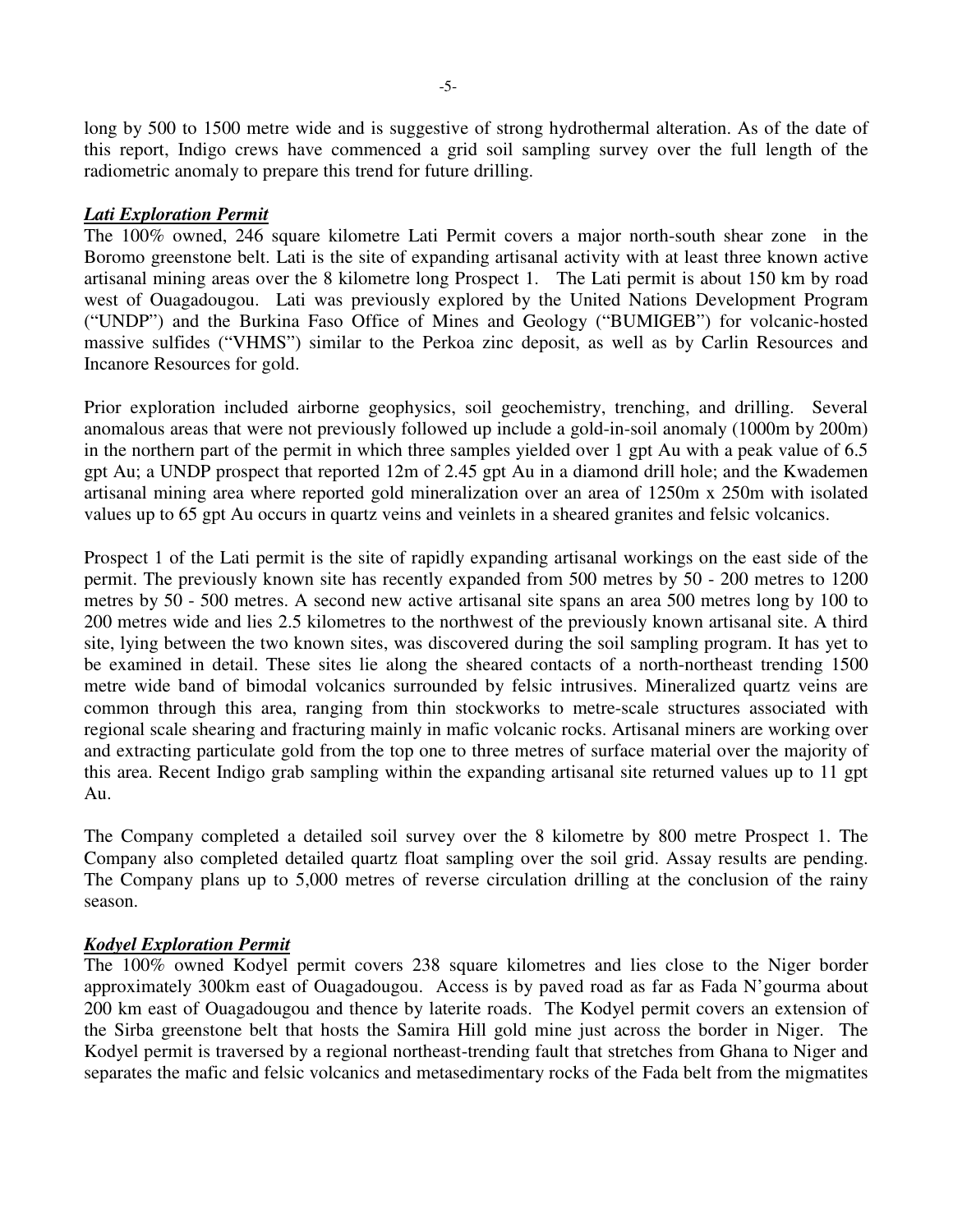long by 500 to 1500 metre wide and is suggestive of strong hydrothermal alteration. As of the date of this report, Indigo crews have commenced a grid soil sampling survey over the full length of the radiometric anomaly to prepare this trend for future drilling.

***Lati Exploration Permit***

The 100% owned, 246 square kilometre Lati Permit covers a major north-south shear zone in the Boromo greenstone belt. Lati is the site of expanding artisanal activity with at least three known active artisanal mining areas over the 8 kilometre long Prospect 1. The Lati permit is about 150 km by road west of Ouagadougou. Lati was previously explored by the United Nations Development Program ("UNDP") and the Burkina Faso Office of Mines and Geology ("BUMIGEB") for volcanic-hosted massive sulfides ("VHMS") similar to the Perkoa zinc deposit, as well as by Carlin Resources and Incanore Resources for gold.

Prior exploration included airborne geophysics, soil geochemistry, trenching, and drilling. Several anomalous areas that were not previously followed up include a gold-in-soil anomaly (1000m by 200m) in the northern part of the permit in which three samples yielded over 1 gpt Au with a peak value of 6.5 gpt Au; a UNDP prospect that reported 12m of 2.45 gpt Au in a diamond drill hole; and the Kwademen artisanal mining area where reported gold mineralization over an area of 1250m x 250m with isolated values up to 65 gpt Au occurs in quartz veins and veinlets in a sheared granites and felsic volcanics.

Prospect 1 of the Lati permit is the site of rapidly expanding artisanal workings on the east side of the permit. The previously known site has recently expanded from 500 metres by 50 - 200 metres to 1200 metres by 50 - 500 metres. A second new active artisanal site spans an area 500 metres long by 100 to 200 metres wide and lies 2.5 kilometres to the northwest of the previously known artisanal site. A third site, lying between the two known sites, was discovered during the soil sampling program. It has yet to be examined in detail. These sites lie along the sheared contacts of a north-northeast trending 1500 metre wide band of bimodal volcanics surrounded by felsic intrusives. Mineralized quartz veins are common through this area, ranging from thin stockworks to metre-scale structures associated with regional scale shearing and fracturing mainly in mafic volcanic rocks. Artisanal miners are working over and extracting particulate gold from the top one to three metres of surface material over the majority of this area. Recent Indigo grab sampling within the expanding artisanal site returned values up to 11 gpt Au.

The Company completed a detailed soil survey over the 8 kilometre by 800 metre Prospect 1. The Company also completed detailed quartz float sampling over the soil grid. Assay results are pending. The Company plans up to 5,000 metres of reverse circulation drilling at the conclusion of the rainy season.

***Kodyel Exploration Permit***

The 100% owned Kodyel permit covers 238 square kilometres and lies close to the Niger border approximately 300km east of Ouagadougou. Access is by paved road as far as Fada N'gourma about 200 km east of Ouagadougou and thence by laterite roads. The Kodyel permit covers an extension of the Sirba greenstone belt that hosts the Samira Hill gold mine just across the border in Niger. The Kodyel permit is traversed by a regional northeast-trending fault that stretches from Ghana to Niger and separates the mafic and felsic volcanics and metasedimentary rocks of the Fada belt from the migmatites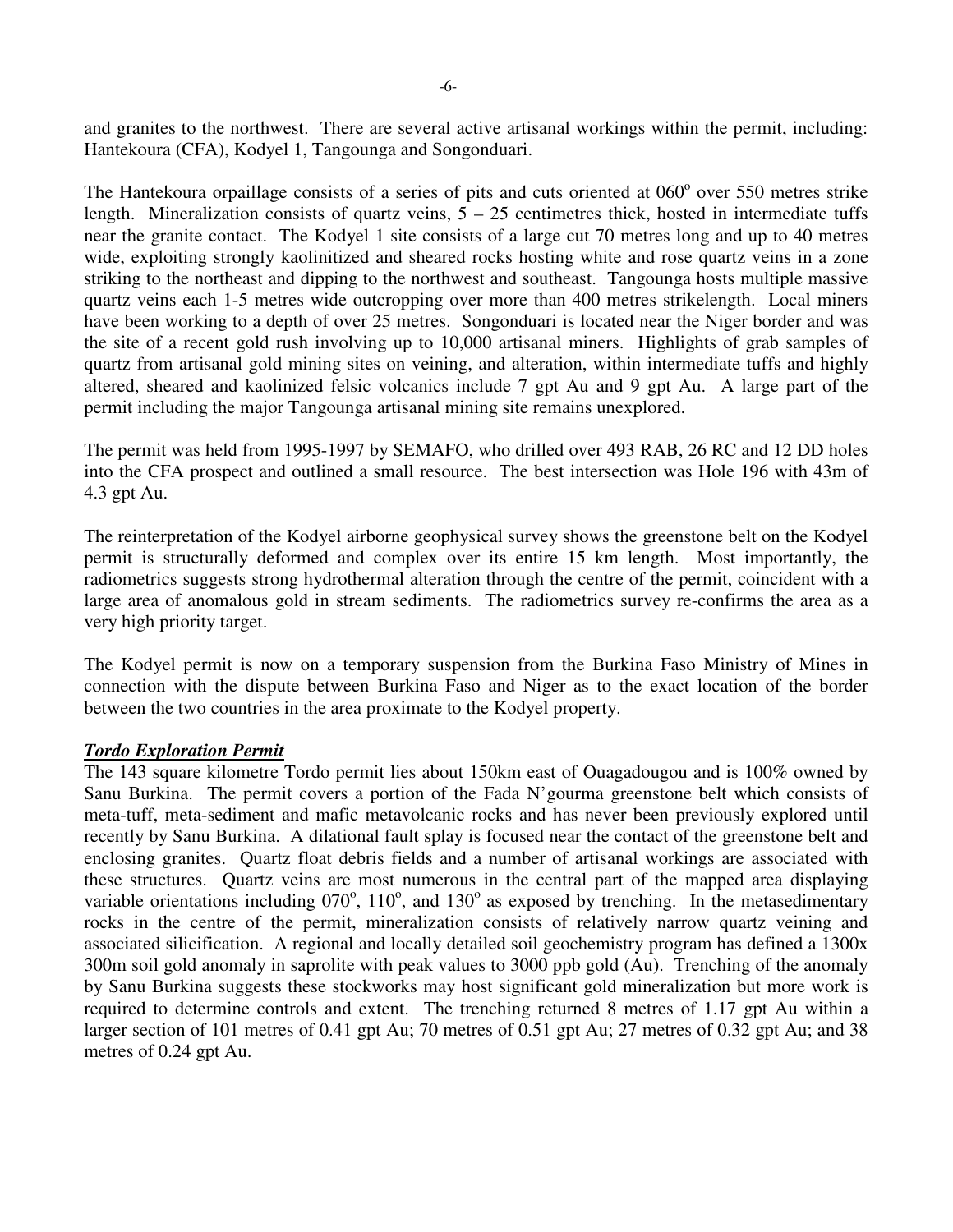and granites to the northwest. There are several active artisanal workings within the permit, including: Hantekoura (CFA), Kodyel 1, Tangounga and Songonduari.

The Hantekoura orpaillage consists of a series of pits and cuts oriented at 060$^o$ over 550 metres strike length. Mineralization consists of quartz veins, 5 – 25 centimetres thick, hosted in intermediate tuffs near the granite contact. The Kodyel 1 site consists of a large cut 70 metres long and up to 40 metres wide, exploiting strongly kaolinitized and sheared rocks hosting white and rose quartz veins in a zone striking to the northeast and dipping to the northwest and southeast. Tangounga hosts multiple massive quartz veins each 1-5 metres wide outcropping over more than 400 metres strikelength. Local miners have been working to a depth of over 25 metres. Songonduari is located near the Niger border and was the site of a recent gold rush involving up to 10,000 artisanal miners. Highlights of grab samples of quartz from artisanal gold mining sites on veining, and alteration, within intermediate tuffs and highly altered, sheared and kaolinized felsic volcanics include 7 gpt Au and 9 gpt Au. A large part of the permit including the major Tangounga artisanal mining site remains unexplored.

The permit was held from 1995-1997 by SEMAFO, who drilled over 493 RAB, 26 RC and 12 DD holes into the CFA prospect and outlined a small resource. The best intersection was Hole 196 with 43m of 4.3 gpt Au.

The reinterpretation of the Kodyel airborne geophysical survey shows the greenstone belt on the Kodyel permit is structurally deformed and complex over its entire 15 km length. Most importantly, the radiometrics suggests strong hydrothermal alteration through the centre of the permit, coincident with a large area of anomalous gold in stream sediments. The radiometrics survey re-confirms the area as a very high priority target.

The Kodyel permit is now on a temporary suspension from the Burkina Faso Ministry of Mines in connection with the dispute between Burkina Faso and Niger as to the exact location of the border between the two countries in the area proximate to the Kodyel property.

***Tordo Exploration Permit***

The 143 square kilometre Tordo permit lies about 150km east of Ouagadougou and is 100% owned by Sanu Burkina. The permit covers a portion of the Fada N'gourma greenstone belt which consists of meta-tuff, meta-sediment and mafic metavolcanic rocks and has never been previously explored until recently by Sanu Burkina. A dilational fault splay is focused near the contact of the greenstone belt and enclosing granites. Quartz float debris fields and a number of artisanal workings are associated with these structures. Quartz veins are most numerous in the central part of the mapped area displaying variable orientations including 070$^o$, 110$^o$, and 130$^o$ as exposed by trenching. In the metasedimentary rocks in the centre of the permit, mineralization consists of relatively narrow quartz veining and associated silicification. A regional and locally detailed soil geochemistry program has defined a 1300x 300m soil gold anomaly in saprolite with peak values to 3000 ppb gold (Au). Trenching of the anomaly by Sanu Burkina suggests these stockworks may host significant gold mineralization but more work is required to determine controls and extent. The trenching returned 8 metres of 1.17 gpt Au within a larger section of 101 metres of 0.41 gpt Au; 70 metres of 0.51 gpt Au; 27 metres of 0.32 gpt Au; and 38 metres of 0.24 gpt Au.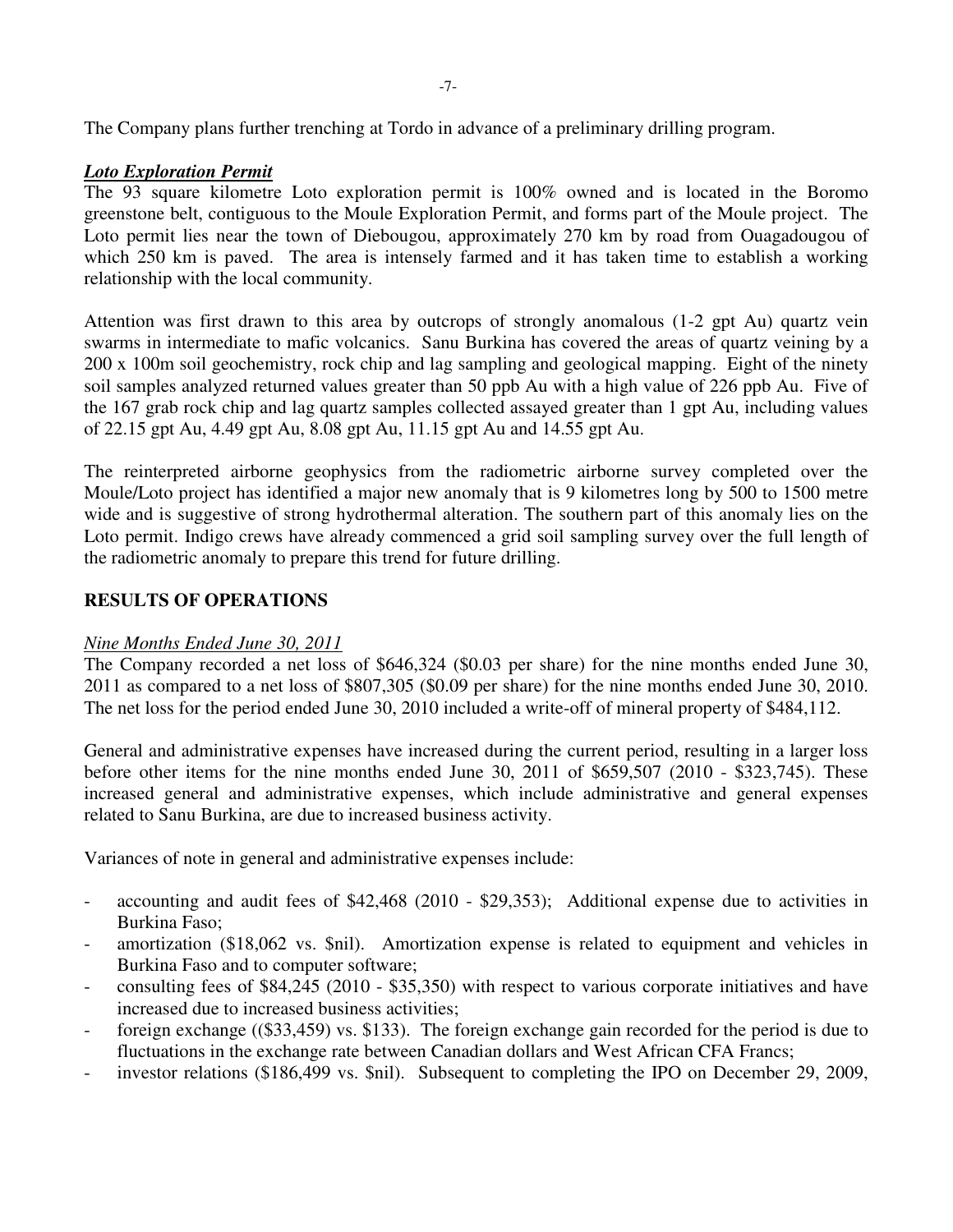The Company plans further trenching at Tordo in advance of a preliminary drilling program.

***Loto Exploration Permit***

The 93 square kilometre Loto exploration permit is 100% owned and is located in the Boromo greenstone belt, contiguous to the Moule Exploration Permit, and forms part of the Moule project. The Loto permit lies near the town of Diebougou, approximately 270 km by road from Ouagadougou of which 250 km is paved. The area is intensely farmed and it has taken time to establish a working relationship with the local community.

Attention was first drawn to this area by outcrops of strongly anomalous (1-2 gpt Au) quartz vein swarms in intermediate to mafic volcanics. Sanu Burkina has covered the areas of quartz veining by a 200 x 100m soil geochemistry, rock chip and lag sampling and geological mapping. Eight of the ninety soil samples analyzed returned values greater than 50 ppb Au with a high value of 226 ppb Au. Five of the 167 grab rock chip and lag quartz samples collected assayed greater than 1 gpt Au, including values of 22.15 gpt Au, 4.49 gpt Au, 8.08 gpt Au, 11.15 gpt Au and 14.55 gpt Au.

The reinterpreted airborne geophysics from the radiometric airborne survey completed over the Moule/Loto project has identified a major new anomaly that is 9 kilometres long by 500 to 1500 metre wide and is suggestive of strong hydrothermal alteration. The southern part of this anomaly lies on the Loto permit. Indigo crews have already commenced a grid soil sampling survey over the full length of the radiometric anomaly to prepare this trend for future drilling.

## RESULTS OF OPERATIONS

*Nine Months Ended June 30, 2011*

The Company recorded a net loss of $646,324 ($0.03 per share) for the nine months ended June 30, 2011 as compared to a net loss of $807,305 ($0.09 per share) for the nine months ended June 30, 2010. The net loss for the period ended June 30, 2010 included a write-off of mineral property of $484,112.

General and administrative expenses have increased during the current period, resulting in a larger loss before other items for the nine months ended June 30, 2011 of $659,507 (2010 - $323,745). These increased general and administrative expenses, which include administrative and general expenses related to Sanu Burkina, are due to increased business activity.

Variances of note in general and administrative expenses include:

- accounting and audit fees of $42,468 (2010 - $29,353); Additional expense due to activities in Burkina Faso;
- amortization ($18,062 vs. $nil). Amortization expense is related to equipment and vehicles in Burkina Faso and to computer software;
- consulting fees of $84,245 (2010 - $35,350) with respect to various corporate initiatives and have increased due to increased business activities;
- foreign exchange (($33,459) vs. $133). The foreign exchange gain recorded for the period is due to fluctuations in the exchange rate between Canadian dollars and West African CFA Francs;
- investor relations ($186,499 vs. $nil). Subsequent to completing the IPO on December 29, 2009,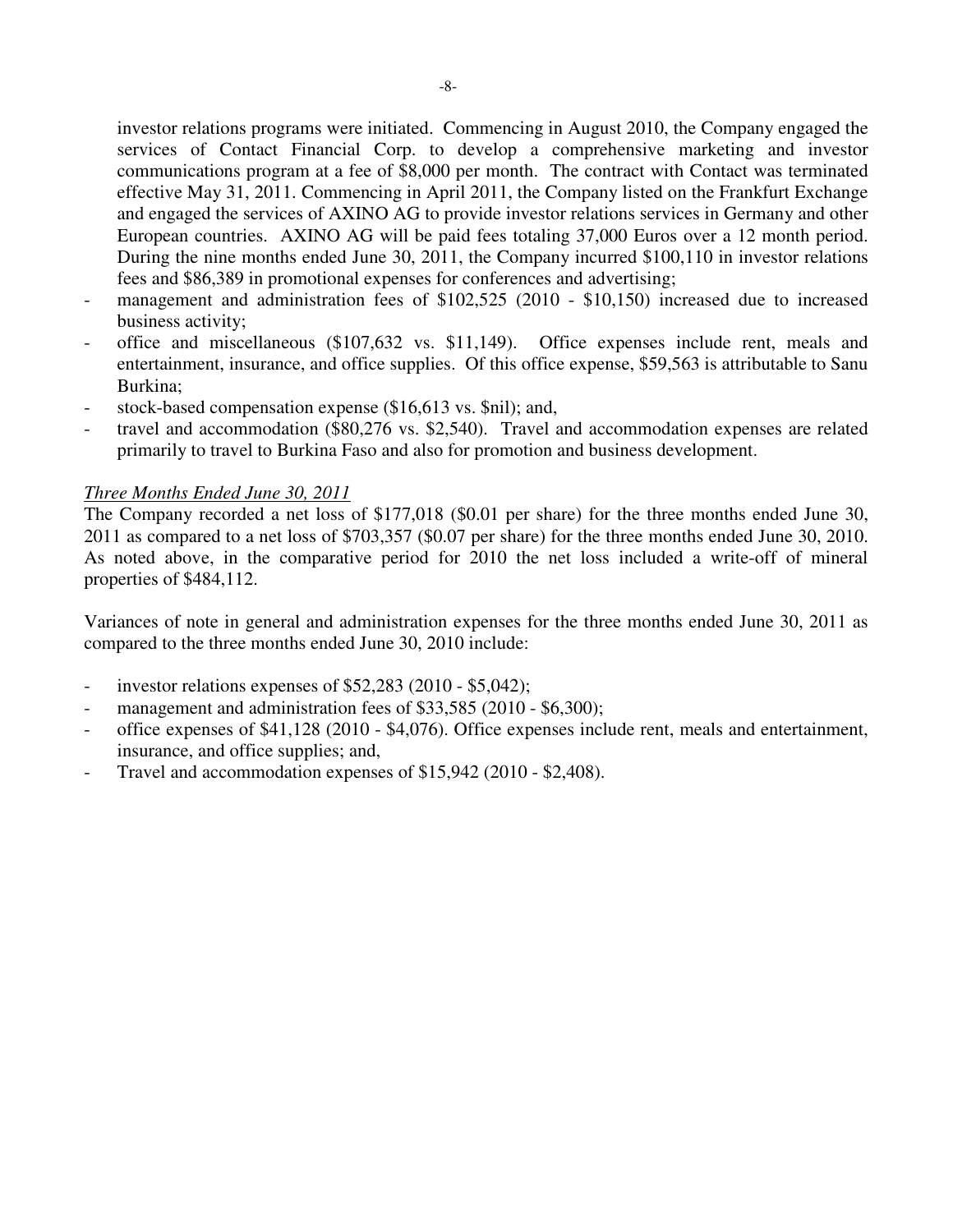investor relations programs were initiated. Commencing in August 2010, the Company engaged the services of Contact Financial Corp. to develop a comprehensive marketing and investor communications program at a fee of $8,000 per month. The contract with Contact was terminated effective May 31, 2011. Commencing in April 2011, the Company listed on the Frankfurt Exchange and engaged the services of AXINO AG to provide investor relations services in Germany and other European countries. AXINO AG will be paid fees totaling 37,000 Euros over a 12 month period. During the nine months ended June 30, 2011, the Company incurred $100,110 in investor relations fees and $86,389 in promotional expenses for conferences and advertising;

- management and administration fees of $102,525 (2010 - $10,150) increased due to increased business activity;
- office and miscellaneous ($107,632 vs. $11,149). Office expenses include rent, meals and entertainment, insurance, and office supplies. Of this office expense, $59,563 is attributable to Sanu Burkina;
- stock-based compensation expense ($16,613 vs. $nil); and,
- travel and accommodation ($80,276 vs. $2,540). Travel and accommodation expenses are related primarily to travel to Burkina Faso and also for promotion and business development.

*Three Months Ended June 30, 2011*

The Company recorded a net loss of $177,018 ($0.01 per share) for the three months ended June 30, 2011 as compared to a net loss of $703,357 ($0.07 per share) for the three months ended June 30, 2010. As noted above, in the comparative period for 2010 the net loss included a write-off of mineral properties of $484,112.

Variances of note in general and administration expenses for the three months ended June 30, 2011 as compared to the three months ended June 30, 2010 include:

- investor relations expenses of $52,283 (2010 - $5,042);
- management and administration fees of $33,585 (2010 - $6,300);
- office expenses of $41,128 (2010 - $4,076). Office expenses include rent, meals and entertainment, insurance, and office supplies; and,
- Travel and accommodation expenses of $15,942 (2010 - $2,408).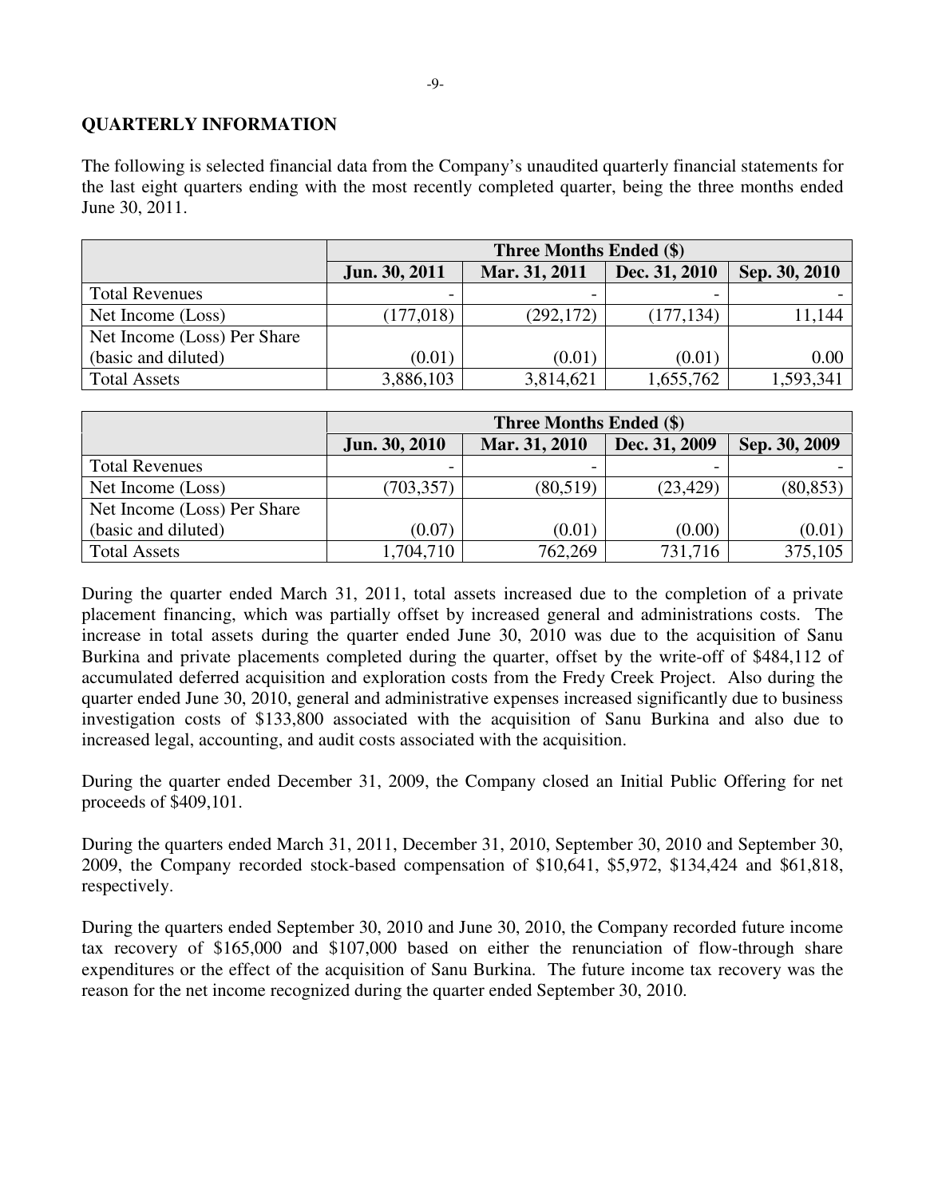## QUARTERLY INFORMATION

The following is selected financial data from the Company's unaudited quarterly financial statements for the last eight quarters ending with the most recently completed quarter, being the three months ended June 30, 2011.

| | Three Months Ended ($) | | | |
|---|---|---|---|---|
| | Jun. 30, 2011 | Mar. 31, 2011 | Dec. 31, 2010 | Sep. 30, 2010 |
| Total Revenues | - | - | - | - |
| Net Income (Loss) | (177,018) | (292,172) | (177,134) | 11,144 |
| Net Income (Loss) Per Share (basic and diluted) | (0.01) | (0.01) | (0.01) | 0.00 |
| Total Assets | 3,886,103 | 3,814,621 | 1,655,762 | 1,593,341 |

| | Three Months Ended ($) | | | |
|---|---|---|---|---|
| | Jun. 30, 2010 | Mar. 31, 2010 | Dec. 31, 2009 | Sep. 30, 2009 |
| Total Revenues | - | - | - | - |
| Net Income (Loss) | (703,357) | (80,519) | (23,429) | (80,853) |
| Net Income (Loss) Per Share (basic and diluted) | (0.07) | (0.01) | (0.00) | (0.01) |
| Total Assets | 1,704,710 | 762,269 | 731,716 | 375,105 |

During the quarter ended March 31, 2011, total assets increased due to the completion of a private placement financing, which was partially offset by increased general and administrations costs. The increase in total assets during the quarter ended June 30, 2010 was due to the acquisition of Sanu Burkina and private placements completed during the quarter, offset by the write-off of $484,112 of accumulated deferred acquisition and exploration costs from the Fredy Creek Project. Also during the quarter ended June 30, 2010, general and administrative expenses increased significantly due to business investigation costs of $133,800 associated with the acquisition of Sanu Burkina and also due to increased legal, accounting, and audit costs associated with the acquisition.

During the quarter ended December 31, 2009, the Company closed an Initial Public Offering for net proceeds of $409,101.

During the quarters ended March 31, 2011, December 31, 2010, September 30, 2010 and September 30, 2009, the Company recorded stock-based compensation of $10,641, $5,972, $134,424 and $61,818, respectively.

During the quarters ended September 30, 2010 and June 30, 2010, the Company recorded future income tax recovery of $165,000 and $107,000 based on either the renunciation of flow-through share expenditures or the effect of the acquisition of Sanu Burkina. The future income tax recovery was the reason for the net income recognized during the quarter ended September 30, 2010.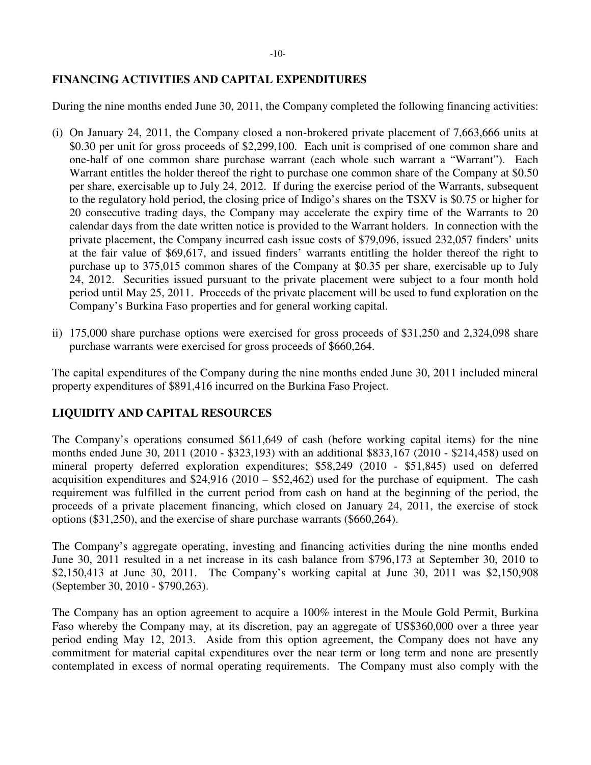## FINANCING ACTIVITIES AND CAPITAL EXPENDITURES

During the nine months ended June 30, 2011, the Company completed the following financing activities:

(i) On January 24, 2011, the Company closed a non-brokered private placement of 7,663,666 units at $0.30 per unit for gross proceeds of $2,299,100. Each unit is comprised of one common share and one-half of one common share purchase warrant (each whole such warrant a "Warrant"). Each Warrant entitles the holder thereof the right to purchase one common share of the Company at $0.50 per share, exercisable up to July 24, 2012. If during the exercise period of the Warrants, subsequent to the regulatory hold period, the closing price of Indigo's shares on the TSXV is $0.75 or higher for 20 consecutive trading days, the Company may accelerate the expiry time of the Warrants to 20 calendar days from the date written notice is provided to the Warrant holders. In connection with the private placement, the Company incurred cash issue costs of $79,096, issued 232,057 finders' units at the fair value of $69,617, and issued finders' warrants entitling the holder thereof the right to purchase up to 375,015 common shares of the Company at $0.35 per share, exercisable up to July 24, 2012. Securities issued pursuant to the private placement were subject to a four month hold period until May 25, 2011. Proceeds of the private placement will be used to fund exploration on the Company's Burkina Faso properties and for general working capital.

ii) 175,000 share purchase options were exercised for gross proceeds of $31,250 and 2,324,098 share purchase warrants were exercised for gross proceeds of $660,264.

The capital expenditures of the Company during the nine months ended June 30, 2011 included mineral property expenditures of $891,416 incurred on the Burkina Faso Project.

## LIQUIDITY AND CAPITAL RESOURCES

The Company's operations consumed $611,649 of cash (before working capital items) for the nine months ended June 30, 2011 (2010 - $323,193) with an additional $833,167 (2010 - $214,458) used on mineral property deferred exploration expenditures; $58,249 (2010 - $51,845) used on deferred acquisition expenditures and $24,916 (2010 – $52,462) used for the purchase of equipment. The cash requirement was fulfilled in the current period from cash on hand at the beginning of the period, the proceeds of a private placement financing, which closed on January 24, 2011, the exercise of stock options ($31,250), and the exercise of share purchase warrants ($660,264).

The Company's aggregate operating, investing and financing activities during the nine months ended June 30, 2011 resulted in a net increase in its cash balance from $796,173 at September 30, 2010 to $2,150,413 at June 30, 2011. The Company's working capital at June 30, 2011 was $2,150,908 (September 30, 2010 - $790,263).

The Company has an option agreement to acquire a 100% interest in the Moule Gold Permit, Burkina Faso whereby the Company may, at its discretion, pay an aggregate of US$360,000 over a three year period ending May 12, 2013. Aside from this option agreement, the Company does not have any commitment for material capital expenditures over the near term or long term and none are presently contemplated in excess of normal operating requirements. The Company must also comply with the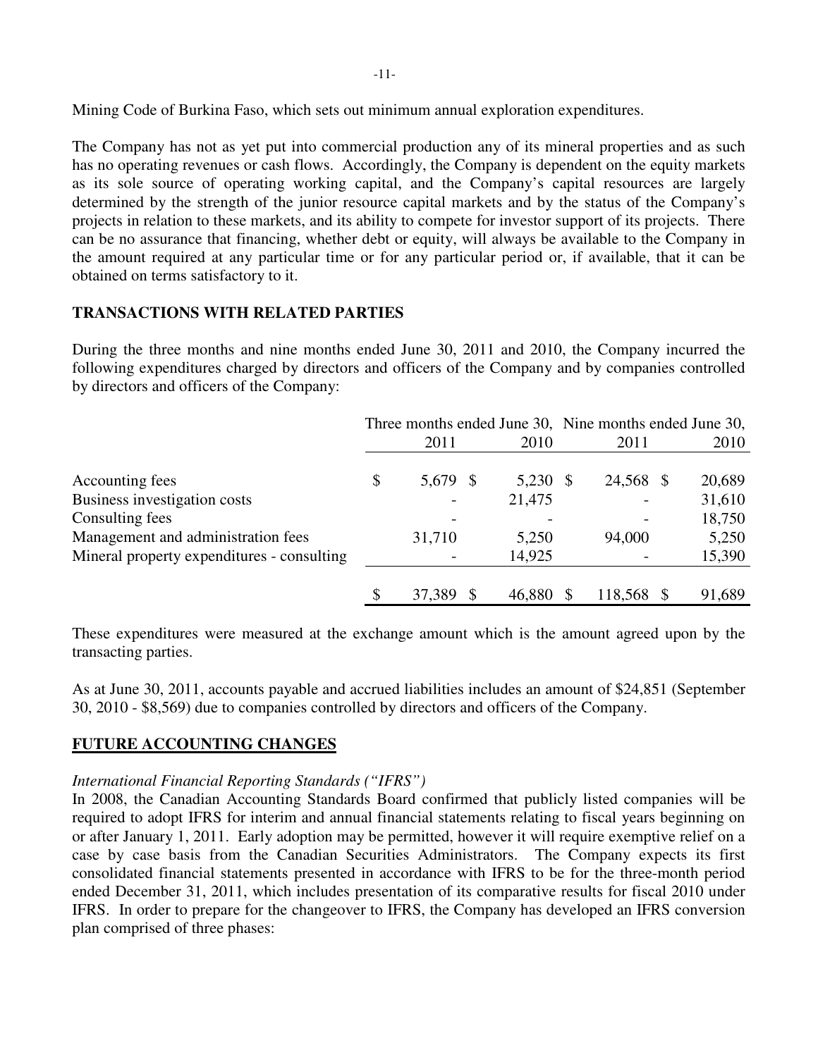Mining Code of Burkina Faso, which sets out minimum annual exploration expenditures.

The Company has not as yet put into commercial production any of its mineral properties and as such has no operating revenues or cash flows. Accordingly, the Company is dependent on the equity markets as its sole source of operating working capital, and the Company's capital resources are largely determined by the strength of the junior resource capital markets and by the status of the Company's projects in relation to these markets, and its ability to compete for investor support of its projects. There can be no assurance that financing, whether debt or equity, will always be available to the Company in the amount required at any particular time or for any particular period or, if available, that it can be obtained on terms satisfactory to it.

**TRANSACTIONS WITH RELATED PARTIES**

During the three months and nine months ended June 30, 2011 and 2010, the Company incurred the following expenditures charged by directors and officers of the Company and by companies controlled by directors and officers of the Company:

| | Three months ended June 30, | | Nine months ended June 30, | |
|---|---|---|---|---|
| | 2011 | 2010 | 2011 | 2010 |
| Accounting fees | $ 5,679 | $ 5,230 | $ 24,568 | $ 20,689 |
| Business investigation costs | - | 21,475 | - | 31,610 |
| Consulting fees | - | - | - | 18,750 |
| Management and administration fees | 31,710 | 5,250 | 94,000 | 5,250 |
| Mineral property expenditures - consulting | - | 14,925 | - | 15,390 |
| | $ 37,389 | $ 46,880 | $ 118,568 | $ 91,689 |

These expenditures were measured at the exchange amount which is the amount agreed upon by the transacting parties.

As at June 30, 2011, accounts payable and accrued liabilities includes an amount of $24,851 (September 30, 2010 - $8,569) due to companies controlled by directors and officers of the Company.

**FUTURE ACCOUNTING CHANGES**

*International Financial Reporting Standards ("IFRS")*

In 2008, the Canadian Accounting Standards Board confirmed that publicly listed companies will be required to adopt IFRS for interim and annual financial statements relating to fiscal years beginning on or after January 1, 2011. Early adoption may be permitted, however it will require exemptive relief on a case by case basis from the Canadian Securities Administrators. The Company expects its first consolidated financial statements presented in accordance with IFRS to be for the three-month period ended December 31, 2011, which includes presentation of its comparative results for fiscal 2010 under IFRS. In order to prepare for the changeover to IFRS, the Company has developed an IFRS conversion plan comprised of three phases: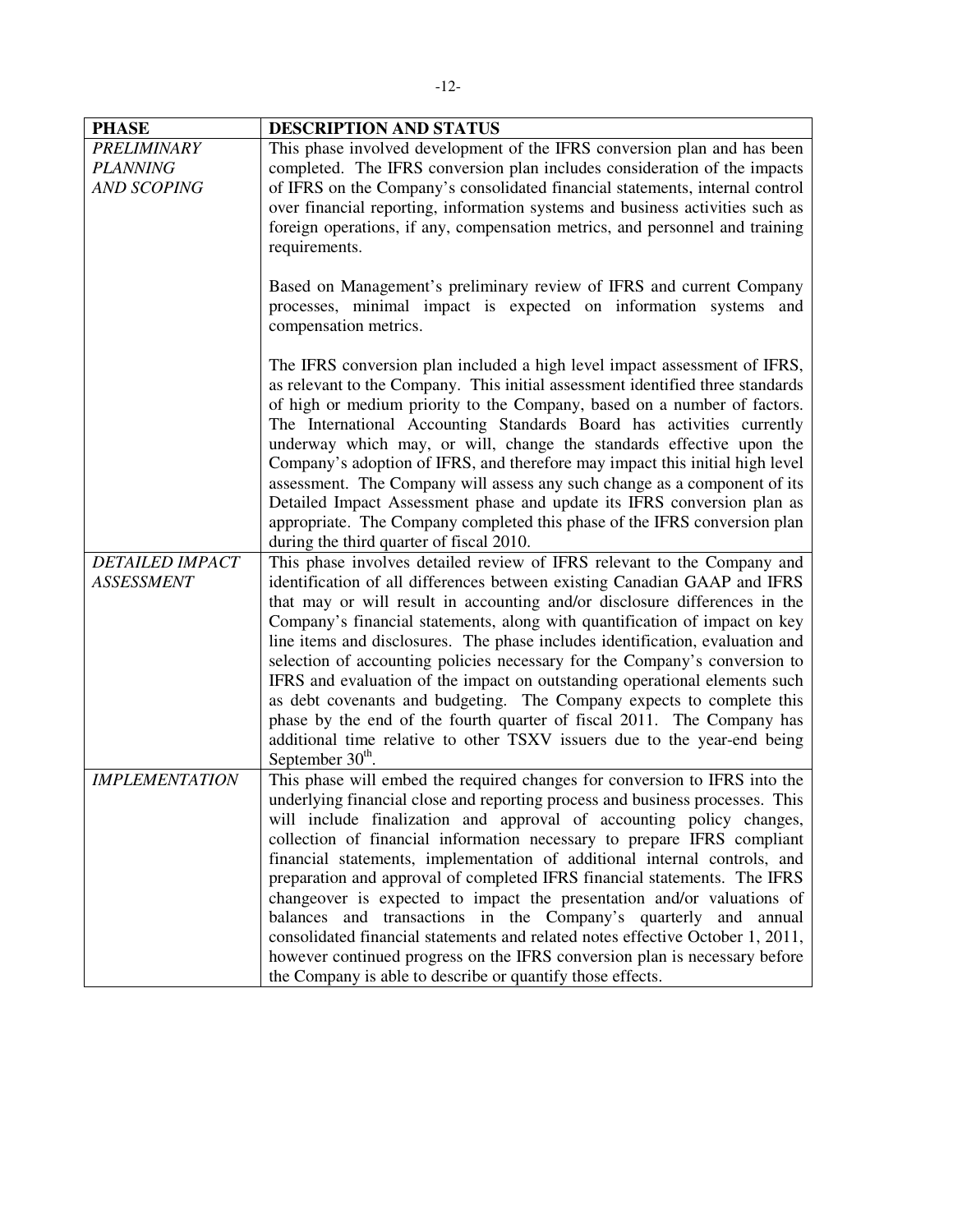| PHASE | DESCRIPTION AND STATUS |
|---|---|
| *PRELIMINARY PLANNING AND SCOPING* | This phase involved development of the IFRS conversion plan and has been completed. The IFRS conversion plan includes consideration of the impacts of IFRS on the Company's consolidated financial statements, internal control over financial reporting, information systems and business activities such as foreign operations, if any, compensation metrics, and personnel and training requirements.<br><br>Based on Management's preliminary review of IFRS and current Company processes, minimal impact is expected on information systems and compensation metrics.<br><br>The IFRS conversion plan included a high level impact assessment of IFRS, as relevant to the Company. This initial assessment identified three standards of high or medium priority to the Company, based on a number of factors. The International Accounting Standards Board has activities currently underway which may, or will, change the standards effective upon the Company's adoption of IFRS, and therefore may impact this initial high level assessment. The Company will assess any such change as a component of its Detailed Impact Assessment phase and update its IFRS conversion plan as appropriate. The Company completed this phase of the IFRS conversion plan during the third quarter of fiscal 2010. |
| *DETAILED IMPACT ASSESSMENT* | This phase involves detailed review of IFRS relevant to the Company and identification of all differences between existing Canadian GAAP and IFRS that may or will result in accounting and/or disclosure differences in the Company's financial statements, along with quantification of impact on key line items and disclosures. The phase includes identification, evaluation and selection of accounting policies necessary for the Company's conversion to IFRS and evaluation of the impact on outstanding operational elements such as debt covenants and budgeting. The Company expects to complete this phase by the end of the fourth quarter of fiscal 2011. The Company has additional time relative to other TSXV issuers due to the year-end being September 30th. |
| *IMPLEMENTATION* | This phase will embed the required changes for conversion to IFRS into the underlying financial close and reporting process and business processes. This will include finalization and approval of accounting policy changes, collection of financial information necessary to prepare IFRS compliant financial statements, implementation of additional internal controls, and preparation and approval of completed IFRS financial statements. The IFRS changeover is expected to impact the presentation and/or valuations of balances and transactions in the Company's quarterly and annual consolidated financial statements and related notes effective October 1, 2011, however continued progress on the IFRS conversion plan is necessary before the Company is able to describe or quantify those effects. |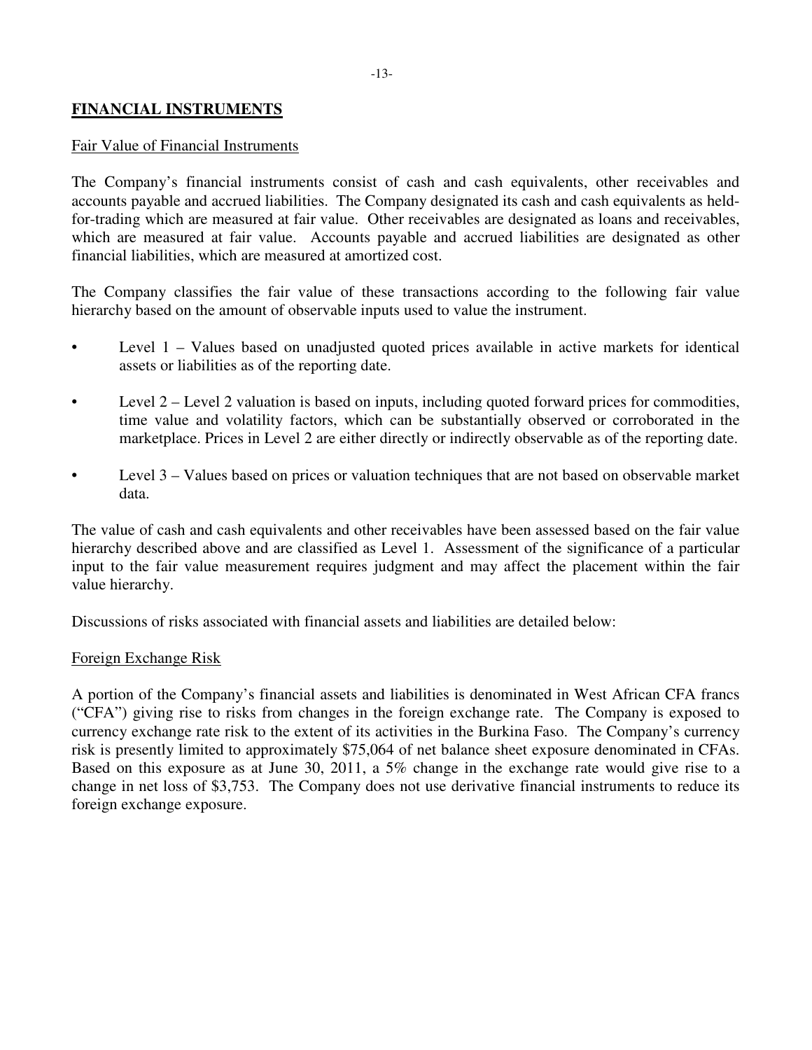## FINANCIAL INSTRUMENTS

Fair Value of Financial Instruments

The Company's financial instruments consist of cash and cash equivalents, other receivables and accounts payable and accrued liabilities. The Company designated its cash and cash equivalents as held-for-trading which are measured at fair value. Other receivables are designated as loans and receivables, which are measured at fair value. Accounts payable and accrued liabilities are designated as other financial liabilities, which are measured at amortized cost.

The Company classifies the fair value of these transactions according to the following fair value hierarchy based on the amount of observable inputs used to value the instrument.

- Level 1 – Values based on unadjusted quoted prices available in active markets for identical assets or liabilities as of the reporting date.
- Level 2 – Level 2 valuation is based on inputs, including quoted forward prices for commodities, time value and volatility factors, which can be substantially observed or corroborated in the marketplace. Prices in Level 2 are either directly or indirectly observable as of the reporting date.
- Level 3 – Values based on prices or valuation techniques that are not based on observable market data.

The value of cash and cash equivalents and other receivables have been assessed based on the fair value hierarchy described above and are classified as Level 1. Assessment of the significance of a particular input to the fair value measurement requires judgment and may affect the placement within the fair value hierarchy.

Discussions of risks associated with financial assets and liabilities are detailed below:

Foreign Exchange Risk

A portion of the Company's financial assets and liabilities is denominated in West African CFA francs ("CFA") giving rise to risks from changes in the foreign exchange rate. The Company is exposed to currency exchange rate risk to the extent of its activities in the Burkina Faso. The Company's currency risk is presently limited to approximately $75,064 of net balance sheet exposure denominated in CFAs. Based on this exposure as at June 30, 2011, a 5% change in the exchange rate would give rise to a change in net loss of $3,753. The Company does not use derivative financial instruments to reduce its foreign exchange exposure.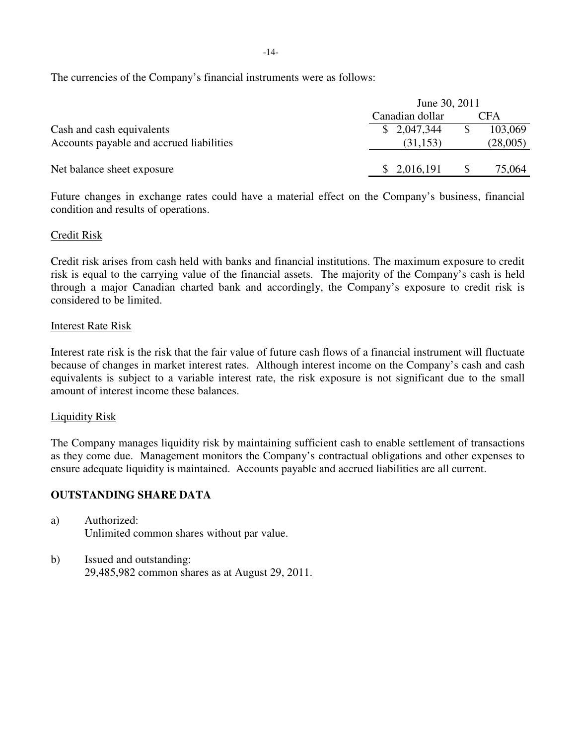The currencies of the Company's financial instruments were as follows:

| | June 30, 2011 | |
|---|---|---|
| | Canadian dollar | CFA |
| Cash and cash equivalents | $ 2,047,344 | $ 103,069 |
| Accounts payable and accrued liabilities | (31,153) | (28,005) |
| Net balance sheet exposure | $ 2,016,191 | $ 75,064 |

Future changes in exchange rates could have a material effect on the Company's business, financial condition and results of operations.

Credit Risk

Credit risk arises from cash held with banks and financial institutions. The maximum exposure to credit risk is equal to the carrying value of the financial assets. The majority of the Company's cash is held through a major Canadian charted bank and accordingly, the Company's exposure to credit risk is considered to be limited.

Interest Rate Risk

Interest rate risk is the risk that the fair value of future cash flows of a financial instrument will fluctuate because of changes in market interest rates. Although interest income on the Company's cash and cash equivalents is subject to a variable interest rate, the risk exposure is not significant due to the small amount of interest income these balances.

Liquidity Risk

The Company manages liquidity risk by maintaining sufficient cash to enable settlement of transactions as they come due. Management monitors the Company's contractual obligations and other expenses to ensure adequate liquidity is maintained. Accounts payable and accrued liabilities are all current.

**OUTSTANDING SHARE DATA**

a) Authorized:
Unlimited common shares without par value.

b) Issued and outstanding:
29,485,982 common shares as at August 29, 2011.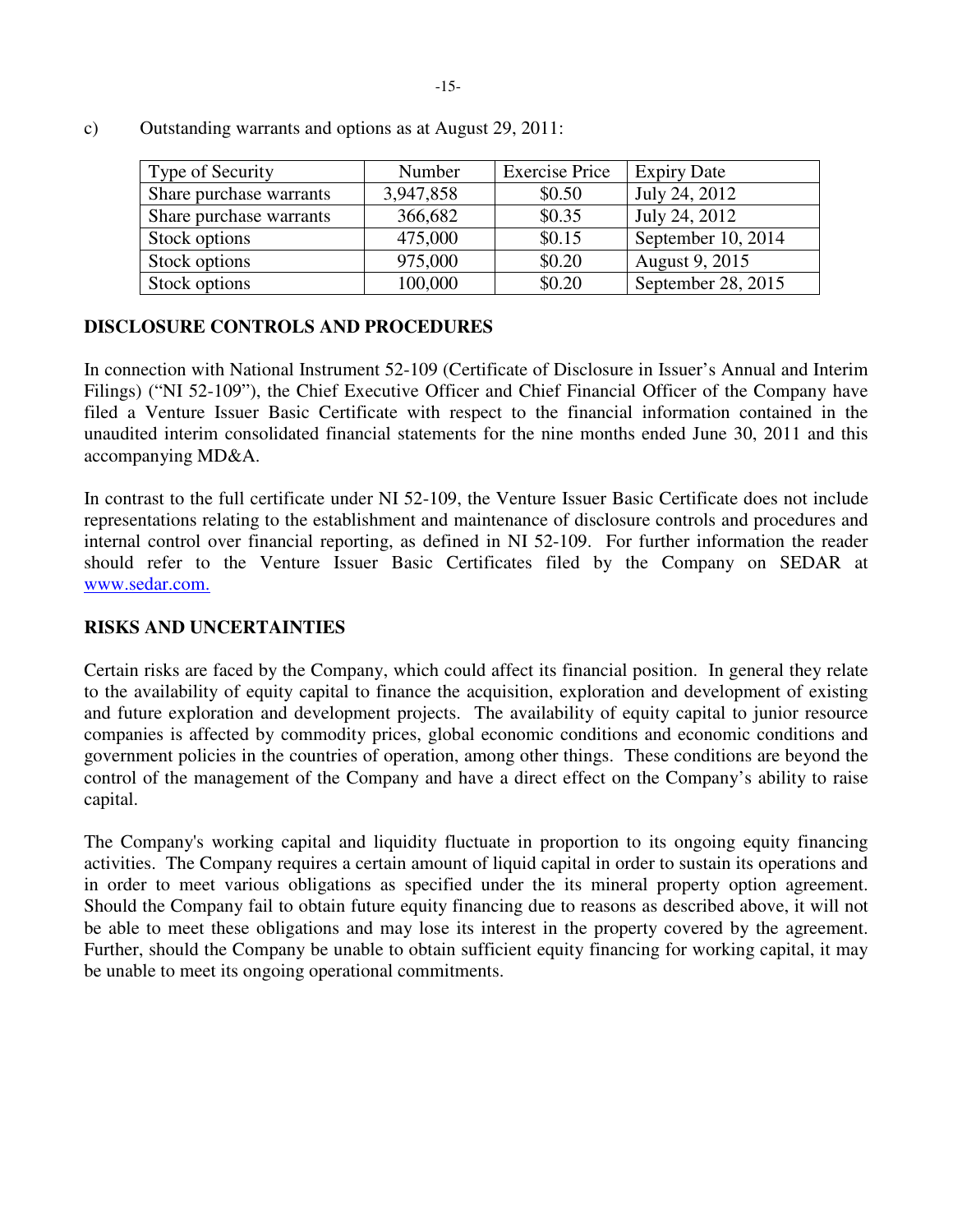c) Outstanding warrants and options as at August 29, 2011:

| Type of Security | Number | Exercise Price | Expiry Date |
| --- | --- | --- | --- |
| Share purchase warrants | 3,947,858 | $0.50 | July 24, 2012 |
| Share purchase warrants | 366,682 | $0.35 | July 24, 2012 |
| Stock options | 475,000 | $0.15 | September 10, 2014 |
| Stock options | 975,000 | $0.20 | August 9, 2015 |
| Stock options | 100,000 | $0.20 | September 28, 2015 |

## DISCLOSURE CONTROLS AND PROCEDURES

In connection with National Instrument 52-109 (Certificate of Disclosure in Issuer's Annual and Interim Filings) ("NI 52-109"), the Chief Executive Officer and Chief Financial Officer of the Company have filed a Venture Issuer Basic Certificate with respect to the financial information contained in the unaudited interim consolidated financial statements for the nine months ended June 30, 2011 and this accompanying MD&A.

In contrast to the full certificate under NI 52-109, the Venture Issuer Basic Certificate does not include representations relating to the establishment and maintenance of disclosure controls and procedures and internal control over financial reporting, as defined in NI 52-109. For further information the reader should refer to the Venture Issuer Basic Certificates filed by the Company on SEDAR at www.sedar.com.

## RISKS AND UNCERTAINTIES

Certain risks are faced by the Company, which could affect its financial position. In general they relate to the availability of equity capital to finance the acquisition, exploration and development of existing and future exploration and development projects. The availability of equity capital to junior resource companies is affected by commodity prices, global economic conditions and economic conditions and government policies in the countries of operation, among other things. These conditions are beyond the control of the management of the Company and have a direct effect on the Company's ability to raise capital.

The Company's working capital and liquidity fluctuate in proportion to its ongoing equity financing activities. The Company requires a certain amount of liquid capital in order to sustain its operations and in order to meet various obligations as specified under the its mineral property option agreement. Should the Company fail to obtain future equity financing due to reasons as described above, it will not be able to meet these obligations and may lose its interest in the property covered by the agreement. Further, should the Company be unable to obtain sufficient equity financing for working capital, it may be unable to meet its ongoing operational commitments.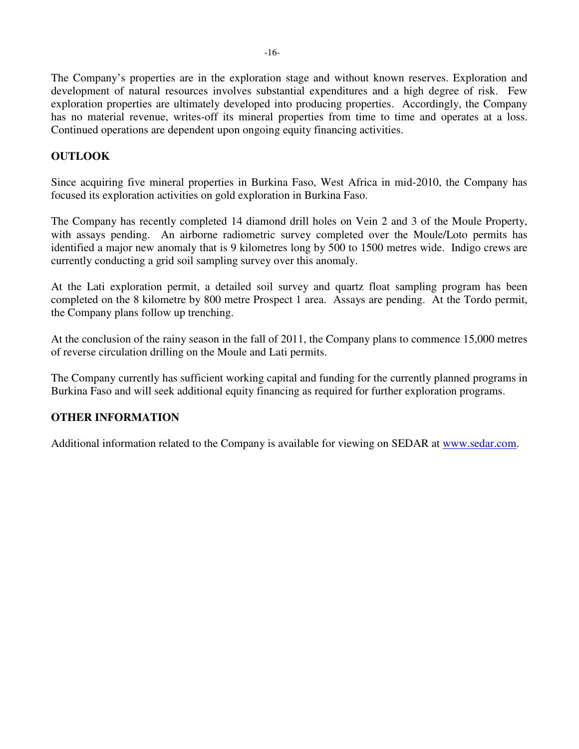The Company's properties are in the exploration stage and without known reserves. Exploration and development of natural resources involves substantial expenditures and a high degree of risk. Few exploration properties are ultimately developed into producing properties. Accordingly, the Company has no material revenue, writes-off its mineral properties from time to time and operates at a loss. Continued operations are dependent upon ongoing equity financing activities.

## OUTLOOK

Since acquiring five mineral properties in Burkina Faso, West Africa in mid-2010, the Company has focused its exploration activities on gold exploration in Burkina Faso.

The Company has recently completed 14 diamond drill holes on Vein 2 and 3 of the Moule Property, with assays pending. An airborne radiometric survey completed over the Moule/Loto permits has identified a major new anomaly that is 9 kilometres long by 500 to 1500 metres wide. Indigo crews are currently conducting a grid soil sampling survey over this anomaly.

At the Lati exploration permit, a detailed soil survey and quartz float sampling program has been completed on the 8 kilometre by 800 metre Prospect 1 area. Assays are pending. At the Tordo permit, the Company plans follow up trenching.

At the conclusion of the rainy season in the fall of 2011, the Company plans to commence 15,000 metres of reverse circulation drilling on the Moule and Lati permits.

The Company currently has sufficient working capital and funding for the currently planned programs in Burkina Faso and will seek additional equity financing as required for further exploration programs.

## OTHER INFORMATION

Additional information related to the Company is available for viewing on SEDAR at www.sedar.com.